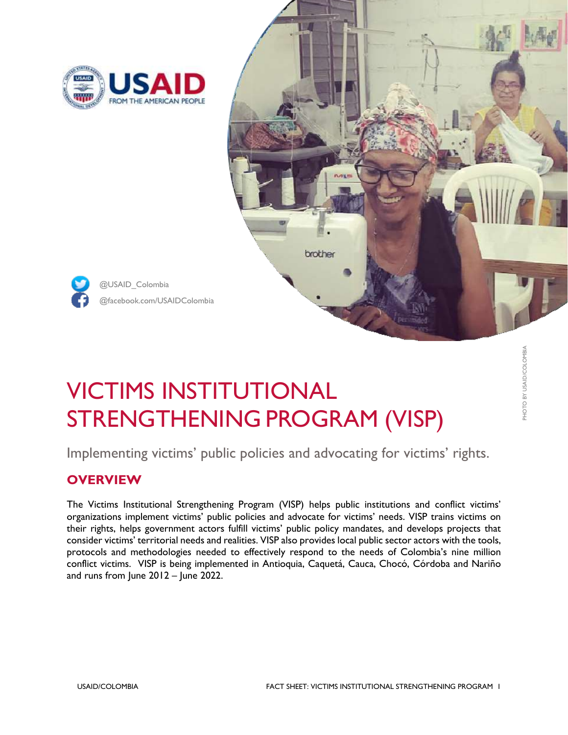@USAID_Colombia

@facebook.com/USAIDColombia

PHOTO BY USAID/COLOMBIA

# VICTIMS INSTITUTIONAL STRENGTHENING PROGRAM (VISP)

Implementing victims' public policies and advocating for victims' rights.

## OVERVIEW

The Victims Institutional Strengthening Program (VISP) helps public institutions and conflict victims' organizations implement victims' public policies and advocate for victims' needs. VISP trains victims on their rights, helps government actors fulfill victims' public policy mandates, and develops projects that consider victims' territorial needs and realities. VISP also provides local public sector actors with the tools, protocols and methodologies needed to effectively respond to the needs of Colombia's nine million conflict victims. VISP is being implemented in Antioquia, Caquetá, Cauca, Chocó, Córdoba and Nariño and runs from June 2012 – June 2022.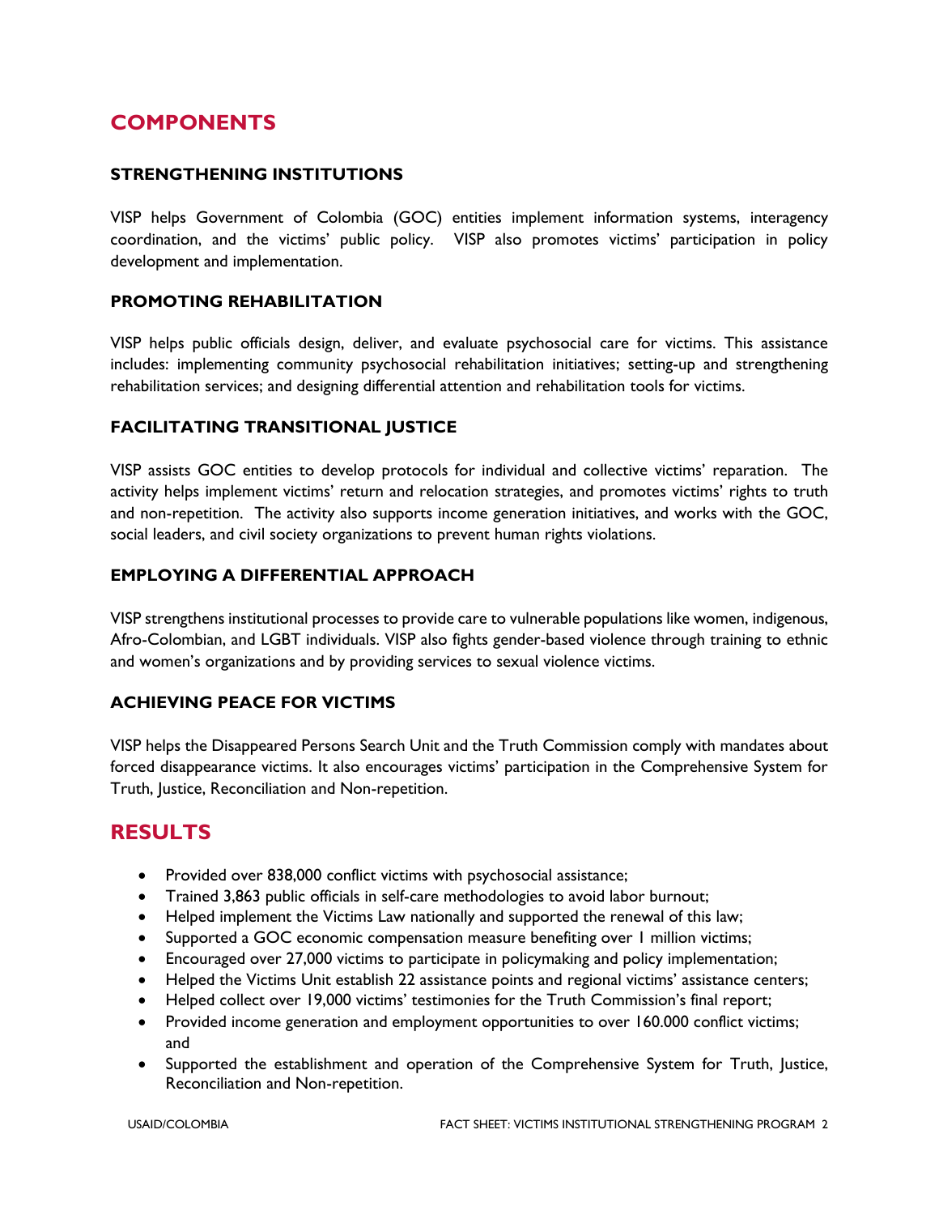## COMPONENTS

### STRENGTHENING INSTITUTIONS

VISP helps Government of Colombia (GOC) entities implement information systems, interagency coordination, and the victims' public policy. VISP also promotes victims' participation in policy development and implementation.

### PROMOTING REHABILITATION

VISP helps public officials design, deliver, and evaluate psychosocial care for victims. This assistance includes: implementing community psychosocial rehabilitation initiatives; setting-up and strengthening rehabilitation services; and designing differential attention and rehabilitation tools for victims.

### FACILITATING TRANSITIONAL JUSTICE

VISP assists GOC entities to develop protocols for individual and collective victims' reparation. The activity helps implement victims' return and relocation strategies, and promotes victims' rights to truth and non-repetition. The activity also supports income generation initiatives, and works with the GOC, social leaders, and civil society organizations to prevent human rights violations.

### EMPLOYING A DIFFERENTIAL APPROACH

VISP strengthens institutional processes to provide care to vulnerable populations like women, indigenous, Afro-Colombian, and LGBT individuals. VISP also fights gender-based violence through training to ethnic and women's organizations and by providing services to sexual violence victims.

### ACHIEVING PEACE FOR VICTIMS

VISP helps the Disappeared Persons Search Unit and the Truth Commission comply with mandates about forced disappearance victims. It also encourages victims' participation in the Comprehensive System for Truth, Justice, Reconciliation and Non-repetition.

## RESULTS

- Provided over 838,000 conflict victims with psychosocial assistance;
- Trained 3,863 public officials in self-care methodologies to avoid labor burnout;
- Helped implement the Victims Law nationally and supported the renewal of this law;
- Supported a GOC economic compensation measure benefiting over 1 million victims;
- Encouraged over 27,000 victims to participate in policymaking and policy implementation;
- Helped the Victims Unit establish 22 assistance points and regional victims' assistance centers;
- Helped collect over 19,000 victims' testimonies for the Truth Commission's final report;
- Provided income generation and employment opportunities to over 160.000 conflict victims; and
- Supported the establishment and operation of the Comprehensive System for Truth, Justice, Reconciliation and Non-repetition.